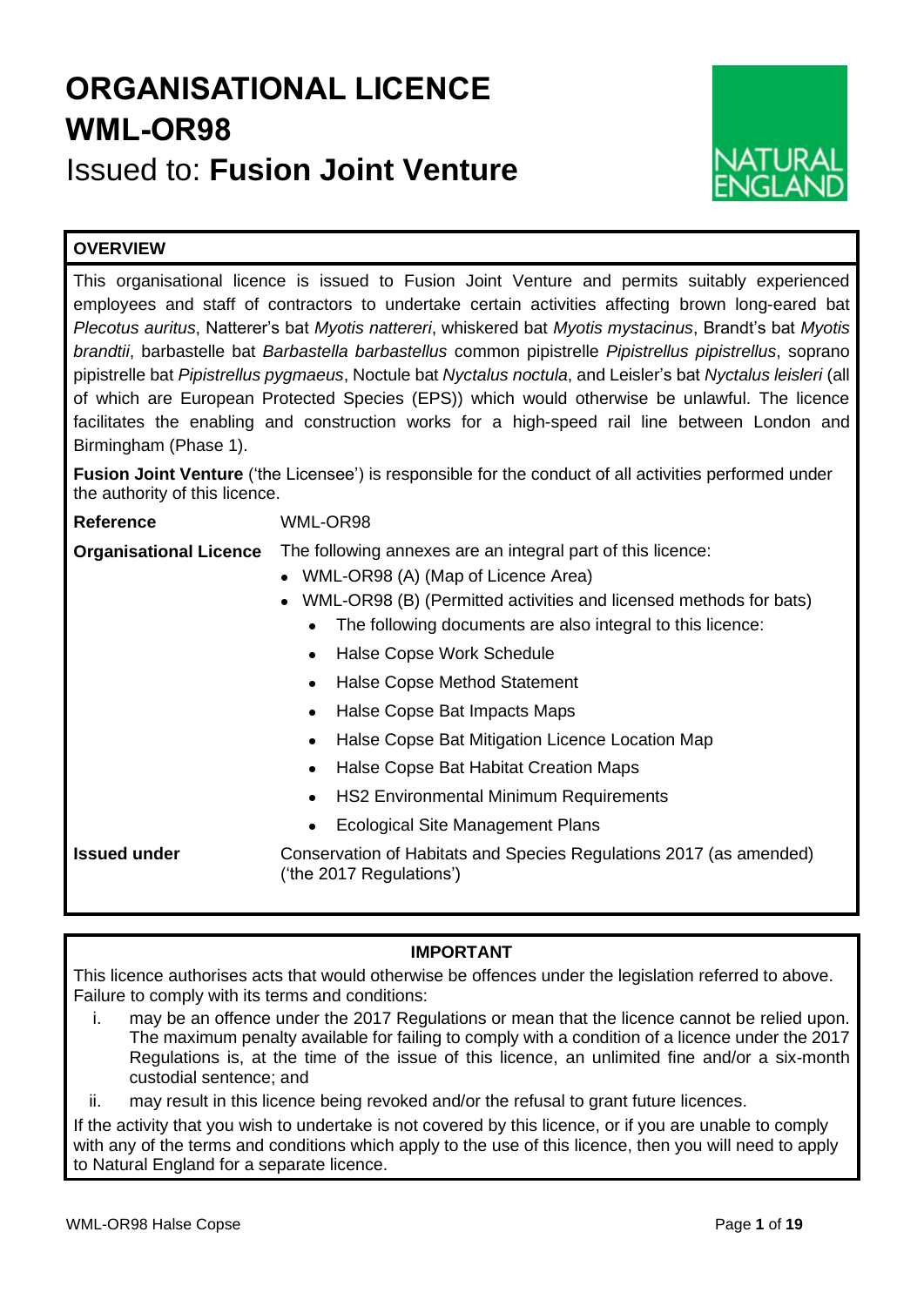# ORGANISATIONAL LICENCE
# WML-OR98
## Issued to: **Fusion Joint Venture**

**OVERVIEW**

This organisational licence is issued to Fusion Joint Venture and permits suitably experienced employees and staff of contractors to undertake certain activities affecting brown long-eared bat *Plecotus auritus*, Natterer's bat *Myotis nattereri*, whiskered bat *Myotis mystacinus*, Brandt's bat *Myotis brandtii*, barbastelle bat *Barbastella barbastellus* common pipistrelle *Pipistrellus pipistrellus*, soprano pipistrelle bat *Pipistrellus pygmaeus*, Noctule bat *Nyctalus noctula*, and Leisler's bat *Nyctalus leisleri* (all of which are European Protected Species (EPS)) which would otherwise be unlawful. The licence facilitates the enabling and construction works for a high-speed rail line between London and Birmingham (Phase 1).

**Fusion Joint Venture** ('the Licensee') is responsible for the conduct of all activities performed under the authority of this licence.

**Reference** WML-OR98

**Organisational Licence** The following annexes are an integral part of this licence:

- WML-OR98 (A) (Map of Licence Area)
- WML-OR98 (B) (Permitted activities and licensed methods for bats)
  - The following documents are also integral to this licence:
  - Halse Copse Work Schedule
  - Halse Copse Method Statement
  - Halse Copse Bat Impacts Maps
  - Halse Copse Bat Mitigation Licence Location Map
  - Halse Copse Bat Habitat Creation Maps
  - HS2 Environmental Minimum Requirements
  - Ecological Site Management Plans

**Issued under** Conservation of Habitats and Species Regulations 2017 (as amended) ('the 2017 Regulations')

**IMPORTANT**

This licence authorises acts that would otherwise be offences under the legislation referred to above. Failure to comply with its terms and conditions:

i. may be an offence under the 2017 Regulations or mean that the licence cannot be relied upon. The maximum penalty available for failing to comply with a condition of a licence under the 2017 Regulations is, at the time of the issue of this licence, an unlimited fine and/or a six-month custodial sentence; and

ii. may result in this licence being revoked and/or the refusal to grant future licences.

If the activity that you wish to undertake is not covered by this licence, or if you are unable to comply with any of the terms and conditions which apply to the use of this licence, then you will need to apply to Natural England for a separate licence.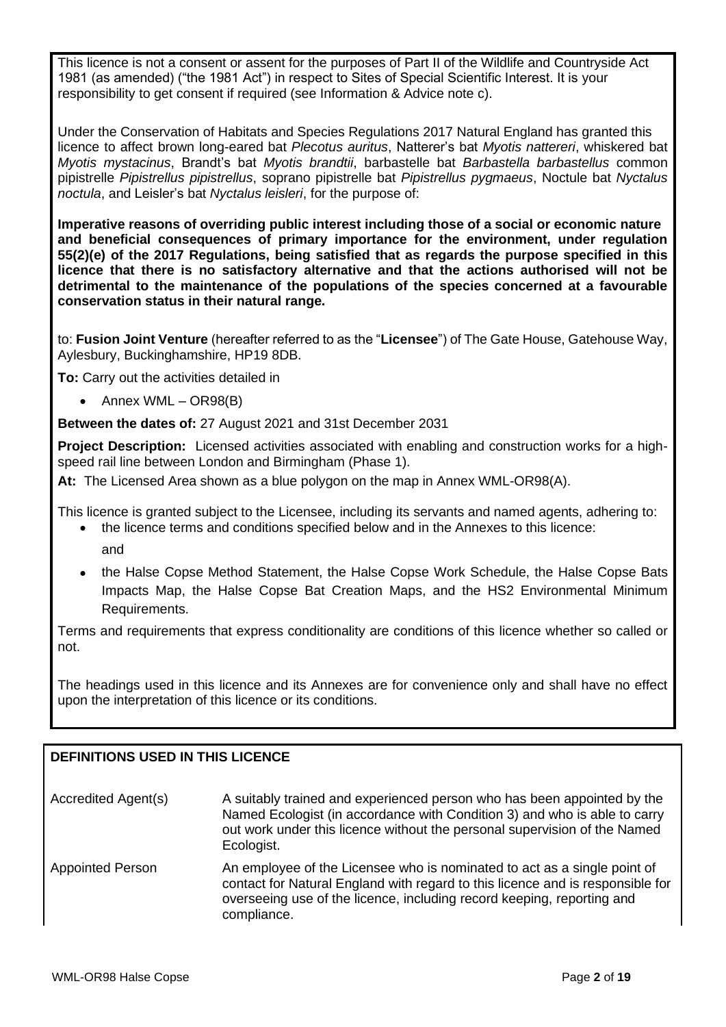This licence is not a consent or assent for the purposes of Part II of the Wildlife and Countryside Act 1981 (as amended) ("the 1981 Act") in respect to Sites of Special Scientific Interest. It is your responsibility to get consent if required (see Information & Advice note c).

Under the Conservation of Habitats and Species Regulations 2017 Natural England has granted this licence to affect brown long-eared bat *Plecotus auritus*, Natterer's bat *Myotis nattereri*, whiskered bat *Myotis mystacinus*, Brandt's bat *Myotis brandtii*, barbastelle bat *Barbastella barbastellus* common pipistrelle *Pipistrellus pipistrellus*, soprano pipistrelle bat *Pipistrellus pygmaeus*, Noctule bat *Nyctalus noctula*, and Leisler's bat *Nyctalus leisleri*, for the purpose of:

**Imperative reasons of overriding public interest including those of a social or economic nature and beneficial consequences of primary importance for the environment, under regulation 55(2)(e) of the 2017 Regulations, being satisfied that as regards the purpose specified in this licence that there is no satisfactory alternative and that the actions authorised will not be detrimental to the maintenance of the populations of the species concerned at a favourable conservation status in their natural range.**

to: **Fusion Joint Venture** (hereafter referred to as the "**Licensee**") of The Gate House, Gatehouse Way, Aylesbury, Buckinghamshire, HP19 8DB.

**To:** Carry out the activities detailed in

- Annex WML – OR98(B)

**Between the dates of:** 27 August 2021 and 31st December 2031

**Project Description:** Licensed activities associated with enabling and construction works for a high-speed rail line between London and Birmingham (Phase 1).

**At:** The Licensed Area shown as a blue polygon on the map in Annex WML-OR98(A).

This licence is granted subject to the Licensee, including its servants and named agents, adhering to:

- the licence terms and conditions specified below and in the Annexes to this licence:

  and

- the Halse Copse Method Statement, the Halse Copse Work Schedule, the Halse Copse Bats Impacts Map, the Halse Copse Bat Creation Maps, and the HS2 Environmental Minimum Requirements.

Terms and requirements that express conditionality are conditions of this licence whether so called or not.

The headings used in this licence and its Annexes are for convenience only and shall have no effect upon the interpretation of this licence or its conditions.

## DEFINITIONS USED IN THIS LICENCE

| | |
|---|---|
| Accredited Agent(s) | A suitably trained and experienced person who has been appointed by the Named Ecologist (in accordance with Condition 3) and who is able to carry out work under this licence without the personal supervision of the Named Ecologist. |
| Appointed Person | An employee of the Licensee who is nominated to act as a single point of contact for Natural England with regard to this licence and is responsible for overseeing use of the licence, including record keeping, reporting and compliance. |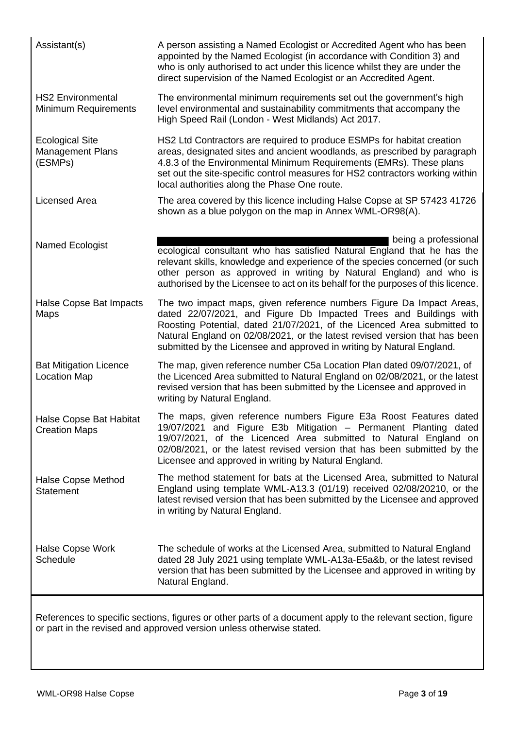| | |
|---|---|
| Assistant(s) | A person assisting a Named Ecologist or Accredited Agent who has been appointed by the Named Ecologist (in accordance with Condition 3) and who is only authorised to act under this licence whilst they are under the direct supervision of the Named Ecologist or an Accredited Agent. |
| HS2 Environmental Minimum Requirements | The environmental minimum requirements set out the government's high level environmental and sustainability commitments that accompany the High Speed Rail (London - West Midlands) Act 2017. |
| Ecological Site Management Plans (ESMPs) | HS2 Ltd Contractors are required to produce ESMPs for habitat creation areas, designated sites and ancient woodlands, as prescribed by paragraph 4.8.3 of the Environmental Minimum Requirements (EMRs). These plans set out the site-specific control measures for HS2 contractors working within local authorities along the Phase One route. |
| Licensed Area | The area covered by this licence including Halse Copse at SP 57423 41726 shown as a blue polygon on the map in Annex WML-OR98(A). |
| Named Ecologist | being a professional ecological consultant who has satisfied Natural England that he has the relevant skills, knowledge and experience of the species concerned (or such other person as approved in writing by Natural England) and who is authorised by the Licensee to act on its behalf for the purposes of this licence. |
| Halse Copse Bat Impacts Maps | The two impact maps, given reference numbers Figure Da Impact Areas, dated 22/07/2021, and Figure Db Impacted Trees and Buildings with Roosting Potential, dated 21/07/2021, of the Licenced Area submitted to Natural England on 02/08/2021, or the latest revised version that has been submitted by the Licensee and approved in writing by Natural England. |
| Bat Mitigation Licence Location Map | The map, given reference number C5a Location Plan dated 09/07/2021, of the Licenced Area submitted to Natural England on 02/08/2021, or the latest revised version that has been submitted by the Licensee and approved in writing by Natural England. |
| Halse Copse Bat Habitat Creation Maps | The maps, given reference numbers Figure E3a Roost Features dated 19/07/2021 and Figure E3b Mitigation – Permanent Planting dated 19/07/2021, of the Licenced Area submitted to Natural England on 02/08/2021, or the latest revised version that has been submitted by the Licensee and approved in writing by Natural England. |
| Halse Copse Method Statement | The method statement for bats at the Licensed Area, submitted to Natural England using template WML-A13.3 (01/19) received 02/08/20210, or the latest revised version that has been submitted by the Licensee and approved in writing by Natural England. |
| Halse Copse Work Schedule | The schedule of works at the Licensed Area, submitted to Natural England dated 28 July 2021 using template WML-A13a-E5a&b, or the latest revised version that has been submitted by the Licensee and approved in writing by Natural England. |

References to specific sections, figures or other parts of a document apply to the relevant section, figure or part in the revised and approved version unless otherwise stated.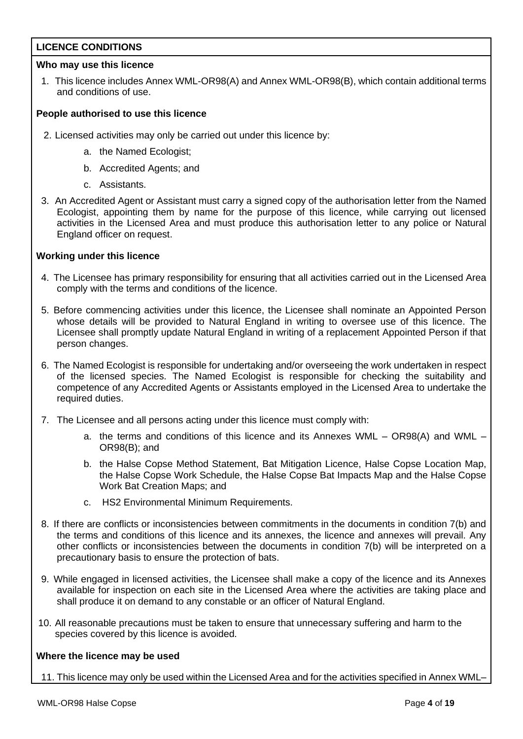## LICENCE CONDITIONS

### Who may use this licence

1. This licence includes Annex WML-OR98(A) and Annex WML-OR98(B), which contain additional terms and conditions of use.

### People authorised to use this licence

2. Licensed activities may only be carried out under this licence by:
   a. the Named Ecologist;
   b. Accredited Agents; and
   c. Assistants.

3. An Accredited Agent or Assistant must carry a signed copy of the authorisation letter from the Named Ecologist, appointing them by name for the purpose of this licence, while carrying out licensed activities in the Licensed Area and must produce this authorisation letter to any police or Natural England officer on request.

### Working under this licence

4. The Licensee has primary responsibility for ensuring that all activities carried out in the Licensed Area comply with the terms and conditions of the licence.

5. Before commencing activities under this licence, the Licensee shall nominate an Appointed Person whose details will be provided to Natural England in writing to oversee use of this licence. The Licensee shall promptly update Natural England in writing of a replacement Appointed Person if that person changes.

6. The Named Ecologist is responsible for undertaking and/or overseeing the work undertaken in respect of the licensed species. The Named Ecologist is responsible for checking the suitability and competence of any Accredited Agents or Assistants employed in the Licensed Area to undertake the required duties.

7. The Licensee and all persons acting under this licence must comply with:
   a. the terms and conditions of this licence and its Annexes WML – OR98(A) and WML – OR98(B); and
   b. the Halse Copse Method Statement, Bat Mitigation Licence, Halse Copse Location Map, the Halse Copse Work Schedule, the Halse Copse Bat Impacts Map and the Halse Copse Work Bat Creation Maps; and
   c. HS2 Environmental Minimum Requirements.

8. If there are conflicts or inconsistencies between commitments in the documents in condition 7(b) and the terms and conditions of this licence and its annexes, the licence and annexes will prevail. Any other conflicts or inconsistencies between the documents in condition 7(b) will be interpreted on a precautionary basis to ensure the protection of bats.

9. While engaged in licensed activities, the Licensee shall make a copy of the licence and its Annexes available for inspection on each site in the Licensed Area where the activities are taking place and shall produce it on demand to any constable or an officer of Natural England.

10. All reasonable precautions must be taken to ensure that unnecessary suffering and harm to the species covered by this licence is avoided.

### Where the licence may be used

11. This licence may only be used within the Licensed Area and for the activities specified in Annex WML–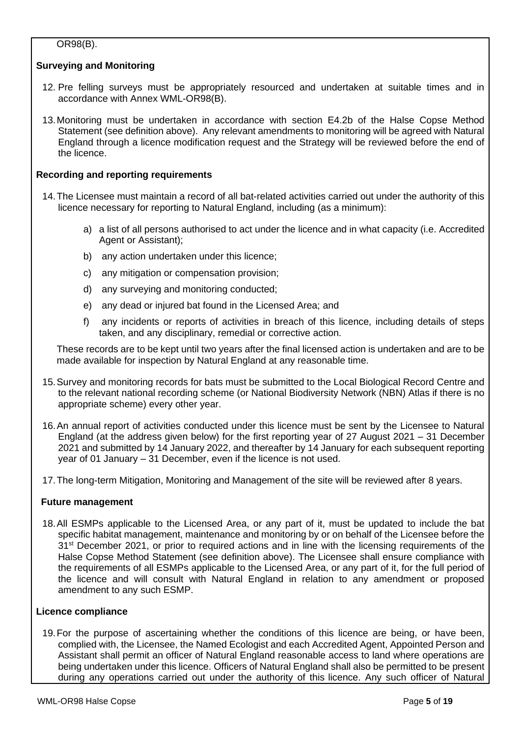OR98(B).

**Surveying and Monitoring**

12. Pre felling surveys must be appropriately resourced and undertaken at suitable times and in accordance with Annex WML-OR98(B).

13. Monitoring must be undertaken in accordance with section E4.2b of the Halse Copse Method Statement (see definition above). Any relevant amendments to monitoring will be agreed with Natural England through a licence modification request and the Strategy will be reviewed before the end of the licence.

**Recording and reporting requirements**

14. The Licensee must maintain a record of all bat-related activities carried out under the authority of this licence necessary for reporting to Natural England, including (as a minimum):

    a) a list of all persons authorised to act under the licence and in what capacity (i.e. Accredited Agent or Assistant);

    b) any action undertaken under this licence;

    c) any mitigation or compensation provision;

    d) any surveying and monitoring conducted;

    e) any dead or injured bat found in the Licensed Area; and

    f) any incidents or reports of activities in breach of this licence, including details of steps taken, and any disciplinary, remedial or corrective action.

    These records are to be kept until two years after the final licensed action is undertaken and are to be made available for inspection by Natural England at any reasonable time.

15. Survey and monitoring records for bats must be submitted to the Local Biological Record Centre and to the relevant national recording scheme (or National Biodiversity Network (NBN) Atlas if there is no appropriate scheme) every other year.

16. An annual report of activities conducted under this licence must be sent by the Licensee to Natural England (at the address given below) for the first reporting year of 27 August 2021 – 31 December 2021 and submitted by 14 January 2022, and thereafter by 14 January for each subsequent reporting year of 01 January – 31 December, even if the licence is not used.

17. The long-term Mitigation, Monitoring and Management of the site will be reviewed after 8 years.

**Future management**

18. All ESMPs applicable to the Licensed Area, or any part of it, must be updated to include the bat specific habitat management, maintenance and monitoring by or on behalf of the Licensee before the 31st December 2021, or prior to required actions and in line with the licensing requirements of the Halse Copse Method Statement (see definition above). The Licensee shall ensure compliance with the requirements of all ESMPs applicable to the Licensed Area, or any part of it, for the full period of the licence and will consult with Natural England in relation to any amendment or proposed amendment to any such ESMP.

**Licence compliance**

19. For the purpose of ascertaining whether the conditions of this licence are being, or have been, complied with, the Licensee, the Named Ecologist and each Accredited Agent, Appointed Person and Assistant shall permit an officer of Natural England reasonable access to land where operations are being undertaken under this licence. Officers of Natural England shall also be permitted to be present during any operations carried out under the authority of this licence. Any such officer of Natural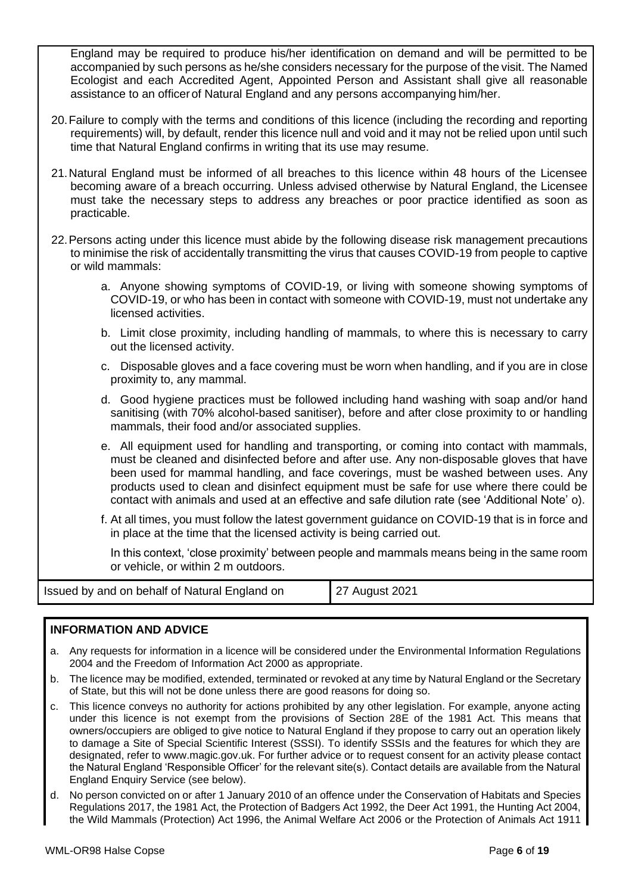England may be required to produce his/her identification on demand and will be permitted to be accompanied by such persons as he/she considers necessary for the purpose of the visit. The Named Ecologist and each Accredited Agent, Appointed Person and Assistant shall give all reasonable assistance to an officer of Natural England and any persons accompanying him/her.

20. Failure to comply with the terms and conditions of this licence (including the recording and reporting requirements) will, by default, render this licence null and void and it may not be relied upon until such time that Natural England confirms in writing that its use may resume.

21. Natural England must be informed of all breaches to this licence within 48 hours of the Licensee becoming aware of a breach occurring. Unless advised otherwise by Natural England, the Licensee must take the necessary steps to address any breaches or poor practice identified as soon as practicable.

22. Persons acting under this licence must abide by the following disease risk management precautions to minimise the risk of accidentally transmitting the virus that causes COVID-19 from people to captive or wild mammals:

    a. Anyone showing symptoms of COVID-19, or living with someone showing symptoms of COVID-19, or who has been in contact with someone with COVID-19, must not undertake any licensed activities.

    b. Limit close proximity, including handling of mammals, to where this is necessary to carry out the licensed activity.

    c. Disposable gloves and a face covering must be worn when handling, and if you are in close proximity to, any mammal.

    d. Good hygiene practices must be followed including hand washing with soap and/or hand sanitising (with 70% alcohol-based sanitiser), before and after close proximity to or handling mammals, their food and/or associated supplies.

    e. All equipment used for handling and transporting, or coming into contact with mammals, must be cleaned and disinfected before and after use. Any non-disposable gloves that have been used for mammal handling, and face coverings, must be washed between uses. Any products used to clean and disinfect equipment must be safe for use where there could be contact with animals and used at an effective and safe dilution rate (see 'Additional Note' o).

    f. At all times, you must follow the latest government guidance on COVID-19 that is in force and in place at the time that the licensed activity is being carried out.

    In this context, 'close proximity' between people and mammals means being in the same room or vehicle, or within 2 m outdoors.

| Issued by and on behalf of Natural England on | 27 August 2021 |
|---|---|

**INFORMATION AND ADVICE**

a. Any requests for information in a licence will be considered under the Environmental Information Regulations 2004 and the Freedom of Information Act 2000 as appropriate.

b. The licence may be modified, extended, terminated or revoked at any time by Natural England or the Secretary of State, but this will not be done unless there are good reasons for doing so.

c. This licence conveys no authority for actions prohibited by any other legislation. For example, anyone acting under this licence is not exempt from the provisions of Section 28E of the 1981 Act. This means that owners/occupiers are obliged to give notice to Natural England if they propose to carry out an operation likely to damage a Site of Special Scientific Interest (SSSI). To identify SSSIs and the features for which they are designated, refer to www.magic.gov.uk. For further advice or to request consent for an activity please contact the Natural England 'Responsible Officer' for the relevant site(s). Contact details are available from the Natural England Enquiry Service (see below).

d. No person convicted on or after 1 January 2010 of an offence under the Conservation of Habitats and Species Regulations 2017, the 1981 Act, the Protection of Badgers Act 1992, the Deer Act 1991, the Hunting Act 2004, the Wild Mammals (Protection) Act 1996, the Animal Welfare Act 2006 or the Protection of Animals Act 1911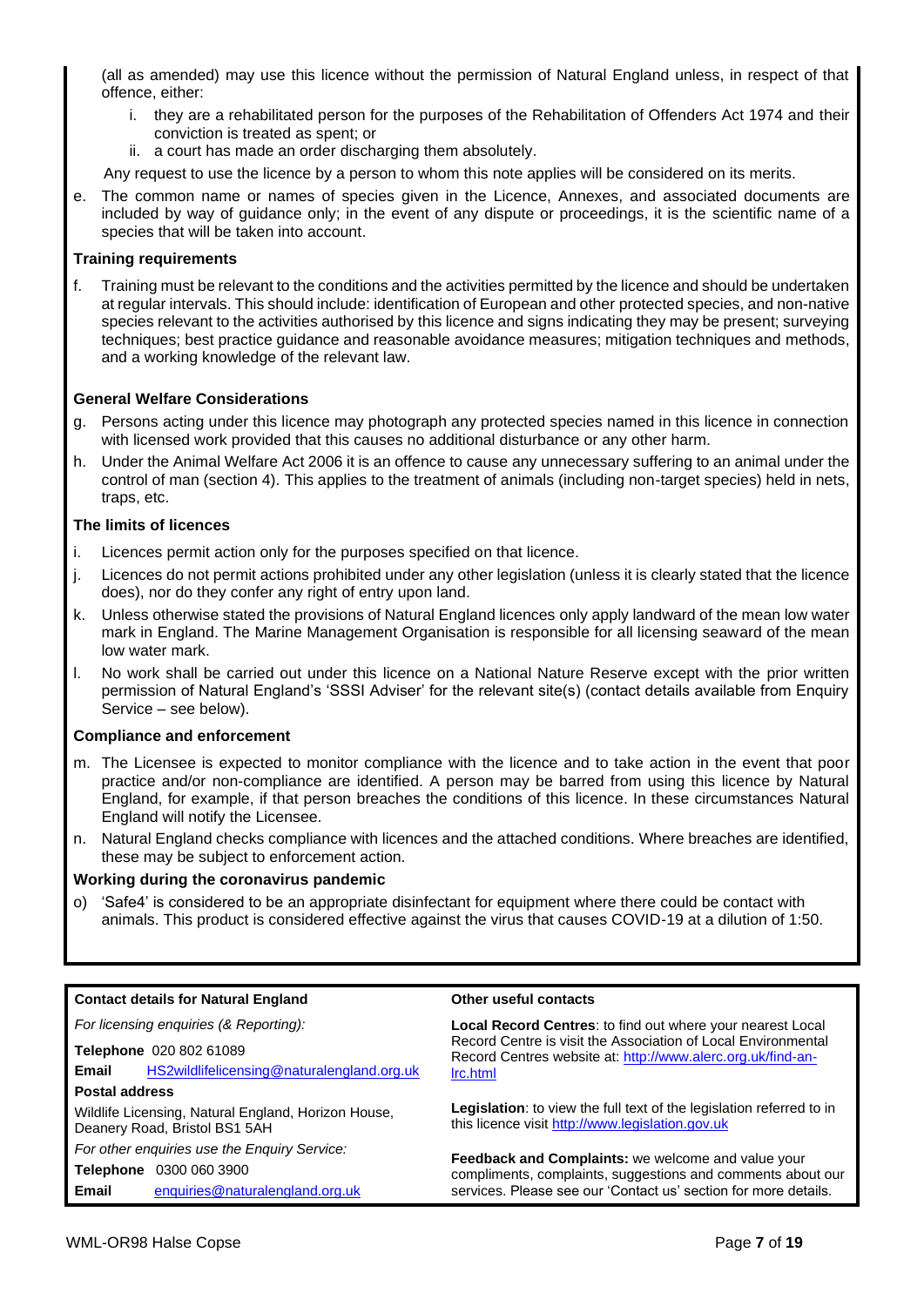(all as amended) may use this licence without the permission of Natural England unless, in respect of that offence, either:

   i. they are a rehabilitated person for the purposes of the Rehabilitation of Offenders Act 1974 and their conviction is treated as spent; or
   ii. a court has made an order discharging them absolutely.

Any request to use the licence by a person to whom this note applies will be considered on its merits.

e. The common name or names of species given in the Licence, Annexes, and associated documents are included by way of guidance only; in the event of any dispute or proceedings, it is the scientific name of a species that will be taken into account.

**Training requirements**

f. Training must be relevant to the conditions and the activities permitted by the licence and should be undertaken at regular intervals. This should include: identification of European and other protected species, and non-native species relevant to the activities authorised by this licence and signs indicating they may be present; surveying techniques; best practice guidance and reasonable avoidance measures; mitigation techniques and methods, and a working knowledge of the relevant law.

**General Welfare Considerations**

g. Persons acting under this licence may photograph any protected species named in this licence in connection with licensed work provided that this causes no additional disturbance or any other harm.

h. Under the Animal Welfare Act 2006 it is an offence to cause any unnecessary suffering to an animal under the control of man (section 4). This applies to the treatment of animals (including non-target species) held in nets, traps, etc.

**The limits of licences**

i. Licences permit action only for the purposes specified on that licence.

j. Licences do not permit actions prohibited under any other legislation (unless it is clearly stated that the licence does), nor do they confer any right of entry upon land.

k. Unless otherwise stated the provisions of Natural England licences only apply landward of the mean low water mark in England. The Marine Management Organisation is responsible for all licensing seaward of the mean low water mark.

l. No work shall be carried out under this licence on a National Nature Reserve except with the prior written permission of Natural England's 'SSSI Adviser' for the relevant site(s) (contact details available from Enquiry Service – see below).

**Compliance and enforcement**

m. The Licensee is expected to monitor compliance with the licence and to take action in the event that poor practice and/or non-compliance are identified. A person may be barred from using this licence by Natural England, for example, if that person breaches the conditions of this licence. In these circumstances Natural England will notify the Licensee.

n. Natural England checks compliance with licences and the attached conditions. Where breaches are identified, these may be subject to enforcement action.

**Working during the coronavirus pandemic**

o) 'Safe4' is considered to be an appropriate disinfectant for equipment where there could be contact with animals. This product is considered effective against the virus that causes COVID-19 at a dilution of 1:50.

**Contact details for Natural England**

*For licensing enquiries (& Reporting):*

**Telephone** 020 802 61089

**Email** HS2wildlifelicensing@naturalengland.org.uk

**Postal address**

Wildlife Licensing, Natural England, Horizon House, Deanery Road, Bristol BS1 5AH

*For other enquiries use the Enquiry Service:*

**Telephone** 0300 060 3900

**Email** enquiries@naturalengland.org.uk

**Other useful contacts**

**Local Record Centres**: to find out where your nearest Local Record Centre is visit the Association of Local Environmental Record Centres website at: http://www.alerc.org.uk/find-an-lrc.html

**Legislation**: to view the full text of the legislation referred to in this licence visit http://www.legislation.gov.uk

**Feedback and Complaints:** we welcome and value your compliments, complaints, suggestions and comments about our services. Please see our 'Contact us' section for more details.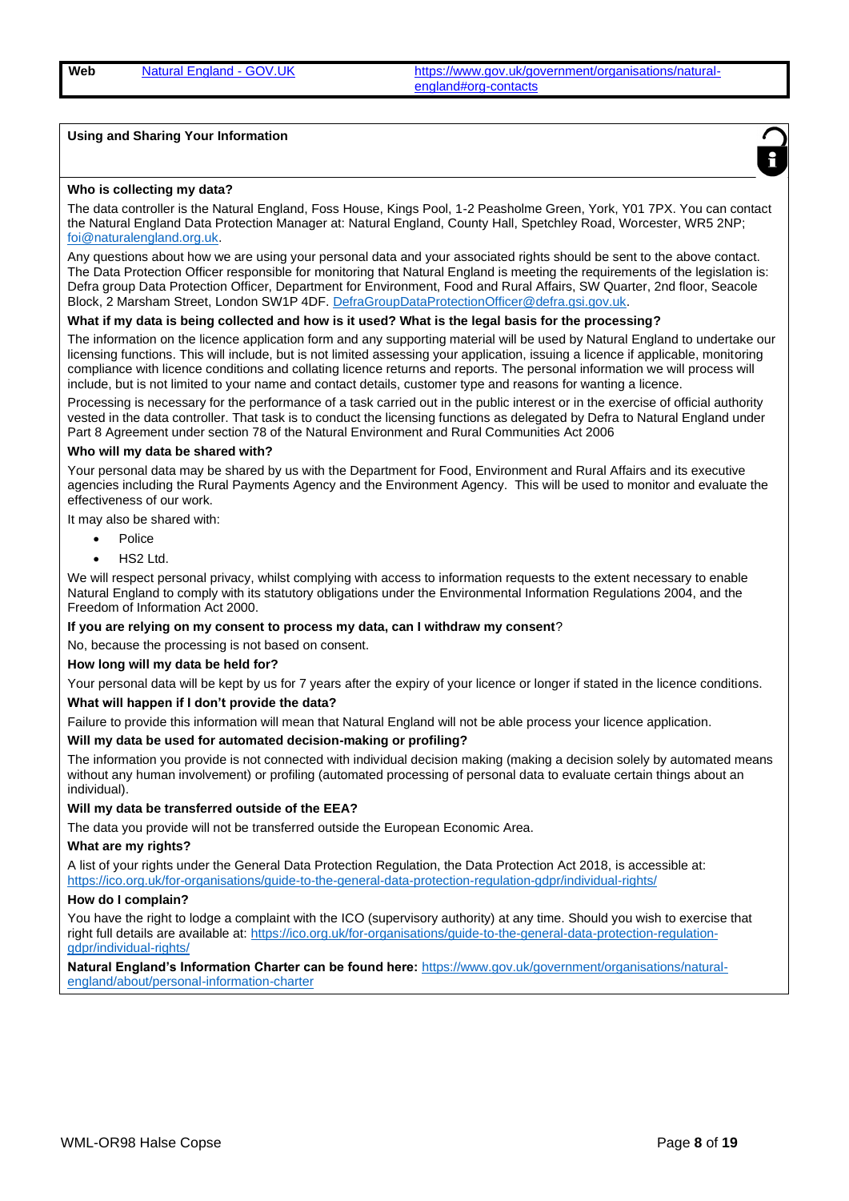| Web | [Natural England - GOV.UK](https://www.gov.uk/government/organisations/natural-england#org-contacts) | https://www.gov.uk/government/organisations/natural-england#org-contacts |
|---|---|---|

## Using and Sharing Your Information

**Who is collecting my data?**

The data controller is the Natural England, Foss House, Kings Pool, 1-2 Peasholme Green, York, Y01 7PX. You can contact the Natural England Data Protection Manager at: Natural England, County Hall, Spetchley Road, Worcester, WR5 2NP; foi@naturalengland.org.uk.

Any questions about how we are using your personal data and your associated rights should be sent to the above contact. The Data Protection Officer responsible for monitoring that Natural England is meeting the requirements of the legislation is: Defra group Data Protection Officer, Department for Environment, Food and Rural Affairs, SW Quarter, 2nd floor, Seacole Block, 2 Marsham Street, London SW1P 4DF. DefraGroupDataProtectionOfficer@defra.gsi.gov.uk.

**What if my data is being collected and how is it used? What is the legal basis for the processing?**

The information on the licence application form and any supporting material will be used by Natural England to undertake our licensing functions. This will include, but is not limited assessing your application, issuing a licence if applicable, monitoring compliance with licence conditions and collating licence returns and reports. The personal information we will process will include, but is not limited to your name and contact details, customer type and reasons for wanting a licence.

Processing is necessary for the performance of a task carried out in the public interest or in the exercise of official authority vested in the data controller. That task is to conduct the licensing functions as delegated by Defra to Natural England under Part 8 Agreement under section 78 of the Natural Environment and Rural Communities Act 2006

**Who will my data be shared with?**

Your personal data may be shared by us with the Department for Food, Environment and Rural Affairs and its executive agencies including the Rural Payments Agency and the Environment Agency. This will be used to monitor and evaluate the effectiveness of our work.

It may also be shared with:

- Police
- HS2 Ltd.

We will respect personal privacy, whilst complying with access to information requests to the extent necessary to enable Natural England to comply with its statutory obligations under the Environmental Information Regulations 2004, and the Freedom of Information Act 2000.

**If you are relying on my consent to process my data, can I withdraw my consent**?

No, because the processing is not based on consent.

**How long will my data be held for?**

Your personal data will be kept by us for 7 years after the expiry of your licence or longer if stated in the licence conditions.

**What will happen if I don't provide the data?**

Failure to provide this information will mean that Natural England will not be able process your licence application.

**Will my data be used for automated decision-making or profiling?**

The information you provide is not connected with individual decision making (making a decision solely by automated means without any human involvement) or profiling (automated processing of personal data to evaluate certain things about an individual).

**Will my data be transferred outside of the EEA?**

The data you provide will not be transferred outside the European Economic Area.

**What are my rights?**

A list of your rights under the General Data Protection Regulation, the Data Protection Act 2018, is accessible at: https://ico.org.uk/for-organisations/guide-to-the-general-data-protection-regulation-gdpr/individual-rights/

**How do I complain?**

You have the right to lodge a complaint with the ICO (supervisory authority) at any time. Should you wish to exercise that right full details are available at: https://ico.org.uk/for-organisations/guide-to-the-general-data-protection-regulation-gdpr/individual-rights/

**Natural England's Information Charter can be found here:** https://www.gov.uk/government/organisations/natural-england/about/personal-information-charter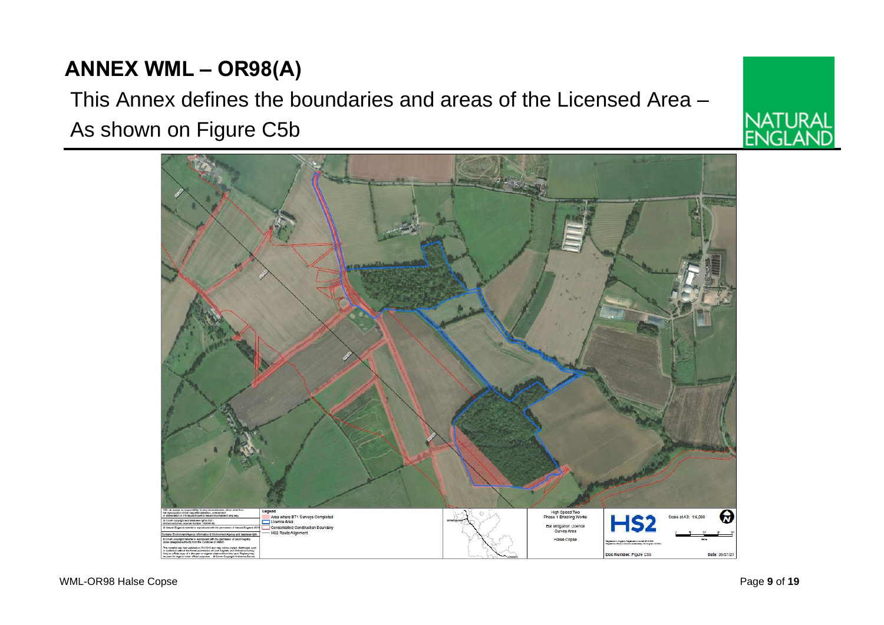## ANNEX WML – OR98(A)

This Annex defines the boundaries and areas of the Licensed Area – As shown on Figure C5b

**Legend**

- Area where BT1 Surveys Completed
- Licence Area
- Consolidated Construction Boundary
- HS2 Route Alignment

High Speed Two Phase 1 Enabling Works

Bat Mitigation Licence Survey Area

Halse Copse

Scale at A3: 1:6,000

Doc Number: Figure C5b

Date: 09/07/21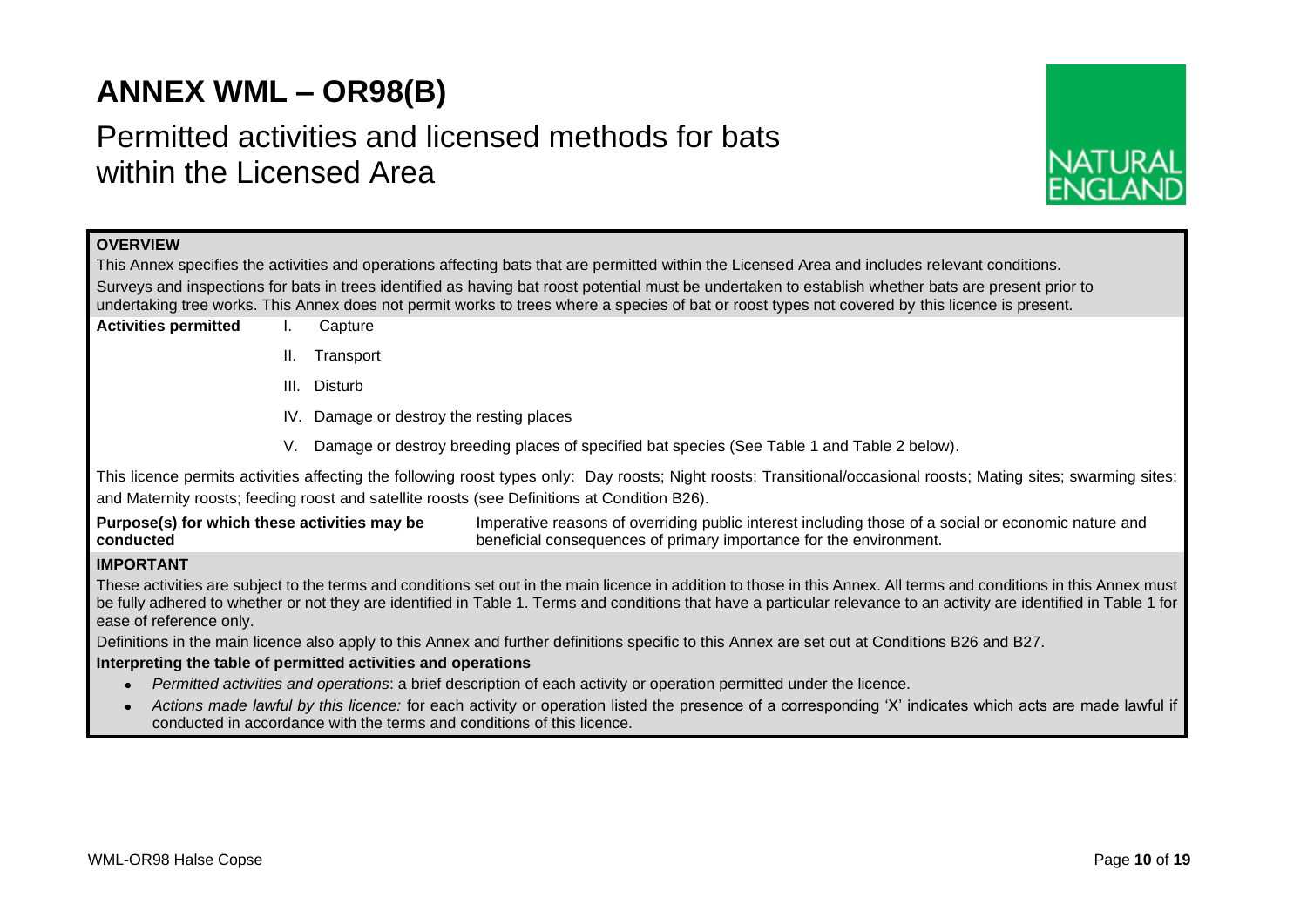# ANNEX WML – OR98(B)

## Permitted activities and licensed methods for bats within the Licensed Area

**OVERVIEW**

This Annex specifies the activities and operations affecting bats that are permitted within the Licensed Area and includes relevant conditions.

Surveys and inspections for bats in trees identified as having bat roost potential must be undertaken to establish whether bats are present prior to undertaking tree works. This Annex does not permit works to trees where a species of bat or roost types not covered by this licence is present.

**Activities permitted**

I. Capture

II. Transport

III. Disturb

IV. Damage or destroy the resting places

V. Damage or destroy breeding places of specified bat species (See Table 1 and Table 2 below).

This licence permits activities affecting the following roost types only: Day roosts; Night roosts; Transitional/occasional roosts; Mating sites; swarming sites; and Maternity roosts; feeding roost and satellite roosts (see Definitions at Condition B26).

**Purpose(s) for which these activities may be conducted**: Imperative reasons of overriding public interest including those of a social or economic nature and beneficial consequences of primary importance for the environment.

**IMPORTANT**

These activities are subject to the terms and conditions set out in the main licence in addition to those in this Annex. All terms and conditions in this Annex must be fully adhered to whether or not they are identified in Table 1. Terms and conditions that have a particular relevance to an activity are identified in Table 1 for ease of reference only.

Definitions in the main licence also apply to this Annex and further definitions specific to this Annex are set out at Conditions B26 and B27.

**Interpreting the table of permitted activities and operations**

- *Permitted activities and operations*: a brief description of each activity or operation permitted under the licence.
- *Actions made lawful by this licence:* for each activity or operation listed the presence of a corresponding 'X' indicates which acts are made lawful if conducted in accordance with the terms and conditions of this licence.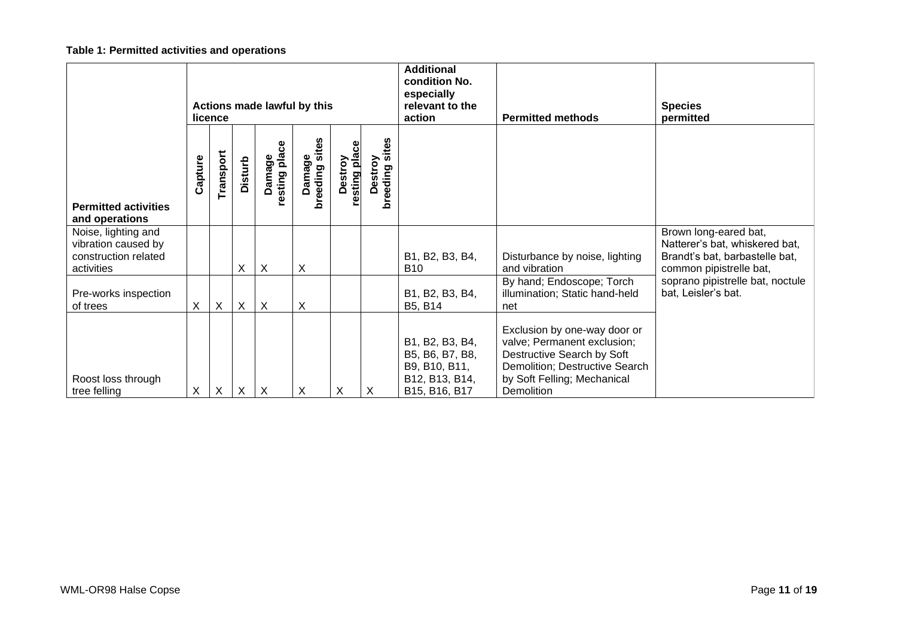**Table 1: Permitted activities and operations**

| Permitted activities and operations | Actions made lawful by this licence | | | | | | | Additional condition No. especially relevant to the action | Permitted methods | Species permitted |
|---|---|---|---|---|---|---|---|---|---|---|
| | Capture | Transport | Disturb | Damage resting place | Damage breeding sites | Destroy resting place | Destroy breeding sites | | | |
| Noise, lighting and vibration caused by construction related activities | | | X | X | X | | | B1, B2, B3, B4, B10 | Disturbance by noise, lighting and vibration | Brown long-eared bat, Natterer's bat, whiskered bat, Brandt's bat, barbastelle bat, common pipistrelle bat, soprano pipistrelle bat, noctule bat, Leisler's bat. |
| Pre-works inspection of trees | X | X | X | X | X | | | B1, B2, B3, B4, B5, B14 | By hand; Endoscope; Torch illumination; Static hand-held net | |
| Roost loss through tree felling | X | X | X | X | X | X | X | B1, B2, B3, B4, B5, B6, B7, B8, B9, B10, B11, B12, B13, B14, B15, B16, B17 | Exclusion by one-way door or valve; Permanent exclusion; Destructive Search by Soft Demolition; Destructive Search by Soft Felling; Mechanical Demolition | |

WML-OR98 Halse Copse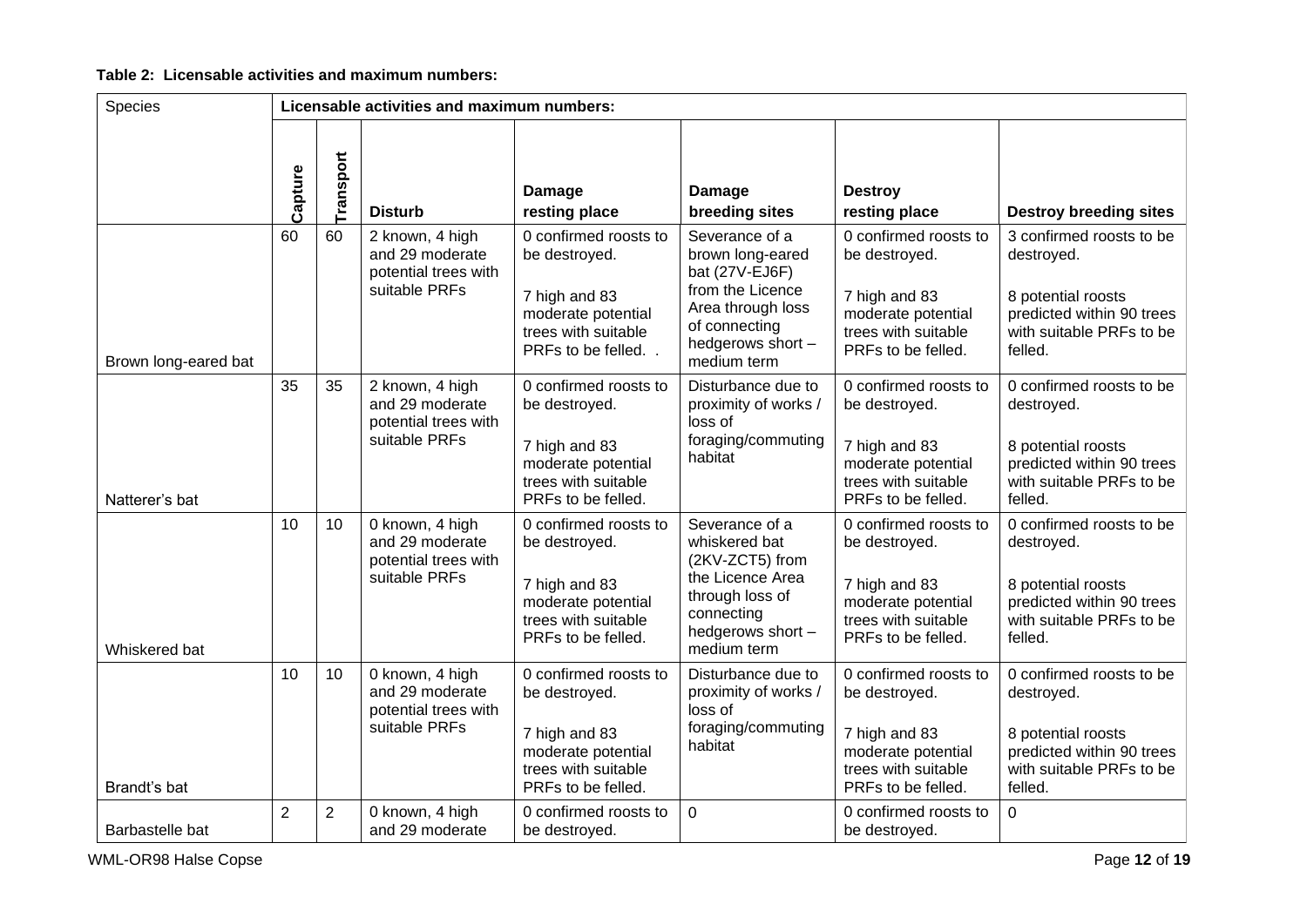**Table 2: Licensable activities and maximum numbers:**

| Species | Licensable activities and maximum numbers: | | | | | | |
|---|---|---|---|---|---|---|---|
| | Capture | Transport | Disturb | Damage resting place | Damage breeding sites | Destroy resting place | Destroy breeding sites |
| Brown long-eared bat | 60 | 60 | 2 known, 4 high and 29 moderate potential trees with suitable PRFs | 0 confirmed roosts to be destroyed.<br><br>7 high and 83 moderate potential trees with suitable PRFs to be felled. . | Severance of a brown long-eared bat (27V-EJ6F) from the Licence Area through loss of connecting hedgerows short – medium term | 0 confirmed roosts to be destroyed.<br><br>7 high and 83 moderate potential trees with suitable PRFs to be felled. | 3 confirmed roosts to be destroyed.<br><br>8 potential roosts predicted within 90 trees with suitable PRFs to be felled. |
| Natterer's bat | 35 | 35 | 2 known, 4 high and 29 moderate potential trees with suitable PRFs | 0 confirmed roosts to be destroyed.<br><br>7 high and 83 moderate potential trees with suitable PRFs to be felled. | Disturbance due to proximity of works / loss of foraging/commuting habitat | 0 confirmed roosts to be destroyed.<br><br>7 high and 83 moderate potential trees with suitable PRFs to be felled. | 0 confirmed roosts to be destroyed.<br><br>8 potential roosts predicted within 90 trees with suitable PRFs to be felled. |
| Whiskered bat | 10 | 10 | 0 known, 4 high and 29 moderate potential trees with suitable PRFs | 0 confirmed roosts to be destroyed.<br><br>7 high and 83 moderate potential trees with suitable PRFs to be felled. | Severance of a whiskered bat (2KV-ZCT5) from the Licence Area through loss of connecting hedgerows short – medium term | 0 confirmed roosts to be destroyed.<br><br>7 high and 83 moderate potential trees with suitable PRFs to be felled. | 0 confirmed roosts to be destroyed.<br><br>8 potential roosts predicted within 90 trees with suitable PRFs to be felled. |
| Brandt's bat | 10 | 10 | 0 known, 4 high and 29 moderate potential trees with suitable PRFs | 0 confirmed roosts to be destroyed.<br><br>7 high and 83 moderate potential trees with suitable PRFs to be felled. | Disturbance due to proximity of works / loss of foraging/commuting habitat | 0 confirmed roosts to be destroyed.<br><br>7 high and 83 moderate potential trees with suitable PRFs to be felled. | 0 confirmed roosts to be destroyed.<br><br>8 potential roosts predicted within 90 trees with suitable PRFs to be felled. |
| Barbastelle bat | 2 | 2 | 0 known, 4 high and 29 moderate | 0 confirmed roosts to be destroyed. | 0 | 0 confirmed roosts to be destroyed. | 0 |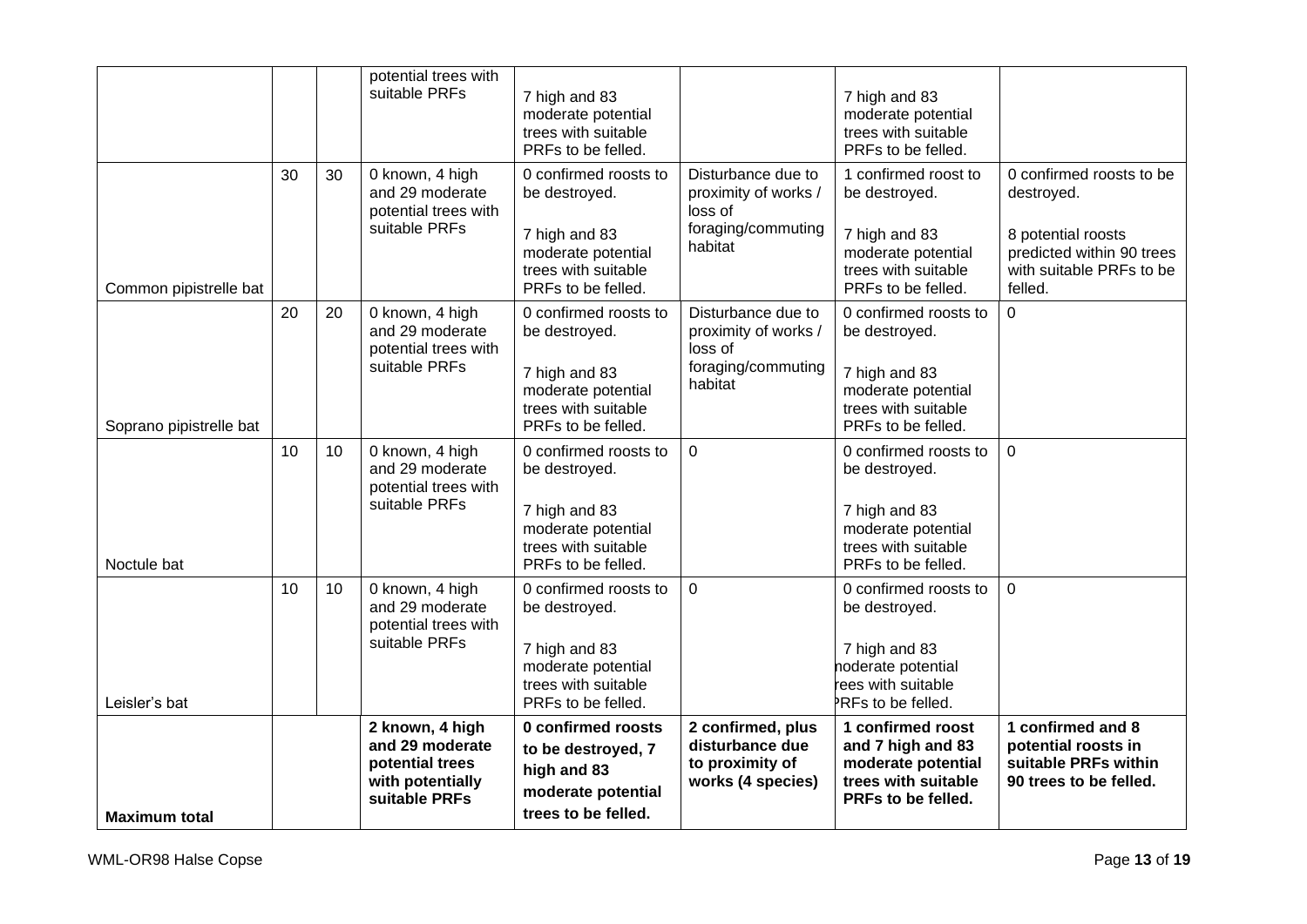| | | | | | | | |
|---|---|---|---|---|---|---|---|
| | | | potential trees with suitable PRFs | 7 high and 83 moderate potential trees with suitable PRFs to be felled. | | 7 high and 83 moderate potential trees with suitable PRFs to be felled. | |
| Common pipistrelle bat | 30 | 30 | 0 known, 4 high and 29 moderate potential trees with suitable PRFs | 0 confirmed roosts to be destroyed.<br><br>7 high and 83 moderate potential trees with suitable PRFs to be felled. | Disturbance due to proximity of works / loss of foraging/commuting habitat | 1 confirmed roost to be destroyed.<br><br>7 high and 83 moderate potential trees with suitable PRFs to be felled. | 0 confirmed roosts to be destroyed.<br><br>8 potential roosts predicted within 90 trees with suitable PRFs to be felled. |
| Soprano pipistrelle bat | 20 | 20 | 0 known, 4 high and 29 moderate potential trees with suitable PRFs | 0 confirmed roosts to be destroyed.<br><br>7 high and 83 moderate potential trees with suitable PRFs to be felled. | Disturbance due to proximity of works / loss of foraging/commuting habitat | 0 confirmed roosts to be destroyed.<br><br>7 high and 83 moderate potential trees with suitable PRFs to be felled. | 0 |
| Noctule bat | 10 | 10 | 0 known, 4 high and 29 moderate potential trees with suitable PRFs | 0 confirmed roosts to be destroyed.<br><br>7 high and 83 moderate potential trees with suitable PRFs to be felled. | 0 | 0 confirmed roosts to be destroyed.<br><br>7 high and 83 moderate potential trees with suitable PRFs to be felled. | 0 |
| Leisler's bat | 10 | 10 | 0 known, 4 high and 29 moderate potential trees with suitable PRFs | 0 confirmed roosts to be destroyed.<br><br>7 high and 83 moderate potential trees with suitable PRFs to be felled. | 0 | 0 confirmed roosts to be destroyed.<br><br>7 high and 83 moderate potential trees with suitable PRFs to be felled. | 0 |
| **Maximum total** | | | **2 known, 4 high and 29 moderate potential trees with potentially suitable PRFs** | **0 confirmed roosts to be destroyed, 7 high and 83 moderate potential trees to be felled.** | **2 confirmed, plus disturbance due to proximity of works (4 species)** | **1 confirmed roost and 7 high and 83 moderate potential trees with suitable PRFs to be felled.** | **1 confirmed and 8 potential roosts in suitable PRFs within 90 trees to be felled.** |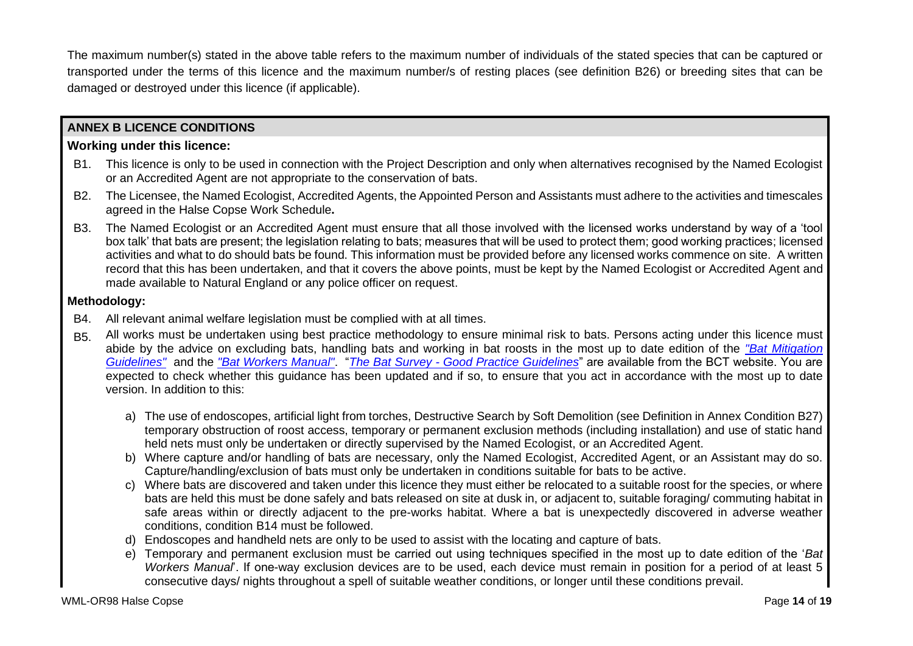The maximum number(s) stated in the above table refers to the maximum number of individuals of the stated species that can be captured or transported under the terms of this licence and the maximum number/s of resting places (see definition B26) or breeding sites that can be damaged or destroyed under this licence (if applicable).

## ANNEX B LICENCE CONDITIONS

### Working under this licence:

B1. This licence is only to be used in connection with the Project Description and only when alternatives recognised by the Named Ecologist or an Accredited Agent are not appropriate to the conservation of bats.

B2. The Licensee, the Named Ecologist, Accredited Agents, the Appointed Person and Assistants must adhere to the activities and timescales agreed in the Halse Copse Work Schedule**.**

B3. The Named Ecologist or an Accredited Agent must ensure that all those involved with the licensed works understand by way of a 'tool box talk' that bats are present; the legislation relating to bats; measures that will be used to protect them; good working practices; licensed activities and what to do should bats be found. This information must be provided before any licensed works commence on site. A written record that this has been undertaken, and that it covers the above points, must be kept by the Named Ecologist or Accredited Agent and made available to Natural England or any police officer on request.

### Methodology:

B4. All relevant animal welfare legislation must be complied with at all times.

B5. All works must be undertaken using best practice methodology to ensure minimal risk to bats. Persons acting under this licence must abide by the advice on excluding bats, handling bats and working in bat roosts in the most up to date edition of the *"Bat Mitigation Guidelines"* and the *"Bat Workers Manual"*. "*The Bat Survey - Good Practice Guidelines*" are available from the BCT website. You are expected to check whether this guidance has been updated and if so, to ensure that you act in accordance with the most up to date version. In addition to this:

a) The use of endoscopes, artificial light from torches, Destructive Search by Soft Demolition (see Definition in Annex Condition B27) temporary obstruction of roost access, temporary or permanent exclusion methods (including installation) and use of static hand held nets must only be undertaken or directly supervised by the Named Ecologist, or an Accredited Agent.

b) Where capture and/or handling of bats are necessary, only the Named Ecologist, Accredited Agent, or an Assistant may do so. Capture/handling/exclusion of bats must only be undertaken in conditions suitable for bats to be active.

c) Where bats are discovered and taken under this licence they must either be relocated to a suitable roost for the species, or where bats are held this must be done safely and bats released on site at dusk in, or adjacent to, suitable foraging/ commuting habitat in safe areas within or directly adjacent to the pre-works habitat. Where a bat is unexpectedly discovered in adverse weather conditions, condition B14 must be followed.

d) Endoscopes and handheld nets are only to be used to assist with the locating and capture of bats.

e) Temporary and permanent exclusion must be carried out using techniques specified in the most up to date edition of the '*Bat Workers Manual*'. If one-way exclusion devices are to be used, each device must remain in position for a period of at least 5 consecutive days/ nights throughout a spell of suitable weather conditions, or longer until these conditions prevail.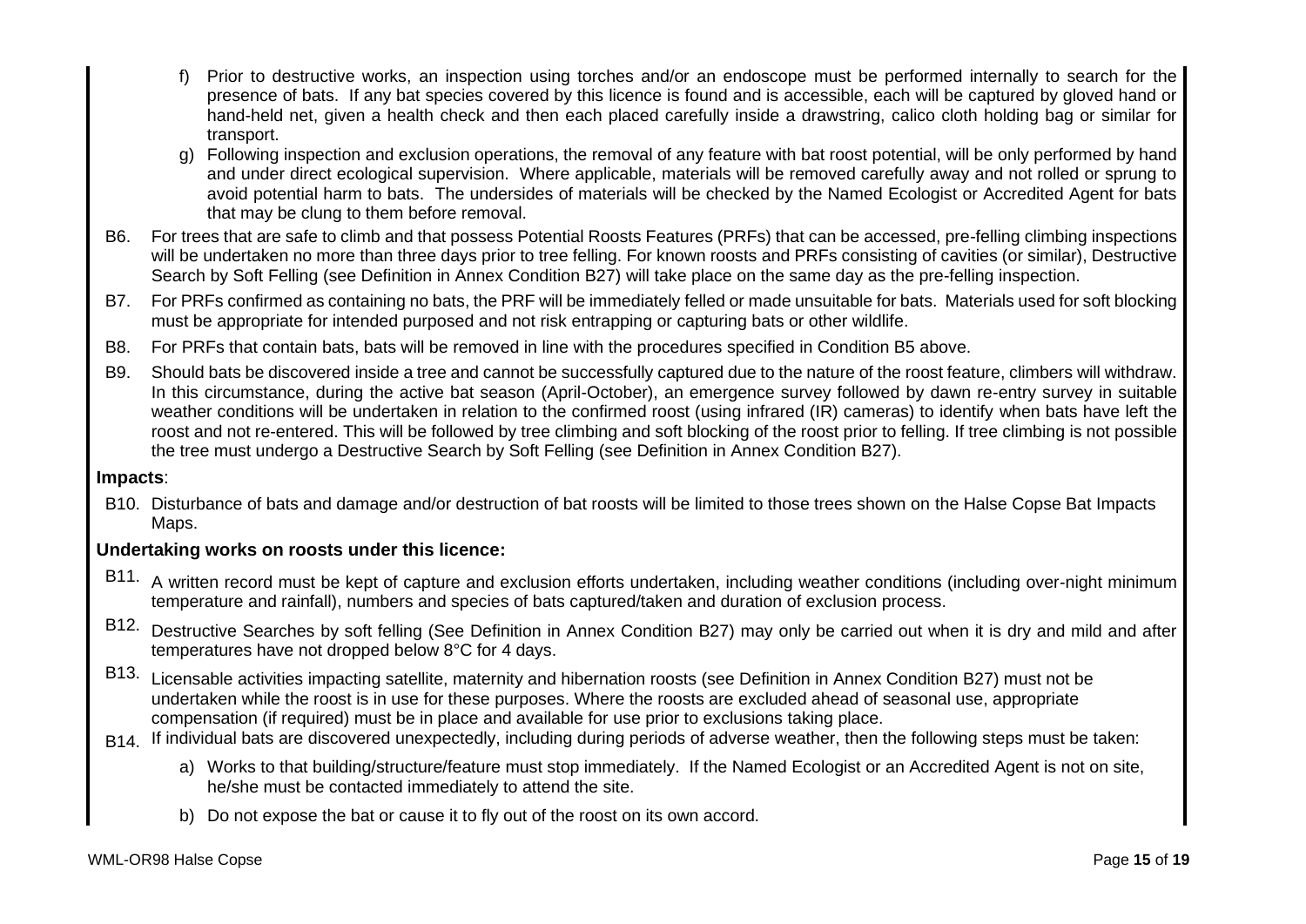f) Prior to destructive works, an inspection using torches and/or an endoscope must be performed internally to search for the presence of bats. If any bat species covered by this licence is found and is accessible, each will be captured by gloved hand or hand-held net, given a health check and then each placed carefully inside a drawstring, calico cloth holding bag or similar for transport.

g) Following inspection and exclusion operations, the removal of any feature with bat roost potential, will be only performed by hand and under direct ecological supervision. Where applicable, materials will be removed carefully away and not rolled or sprung to avoid potential harm to bats. The undersides of materials will be checked by the Named Ecologist or Accredited Agent for bats that may be clung to them before removal.

B6. For trees that are safe to climb and that possess Potential Roosts Features (PRFs) that can be accessed, pre-felling climbing inspections will be undertaken no more than three days prior to tree felling. For known roosts and PRFs consisting of cavities (or similar), Destructive Search by Soft Felling (see Definition in Annex Condition B27) will take place on the same day as the pre-felling inspection.

B7. For PRFs confirmed as containing no bats, the PRF will be immediately felled or made unsuitable for bats. Materials used for soft blocking must be appropriate for intended purposed and not risk entrapping or capturing bats or other wildlife.

B8. For PRFs that contain bats, bats will be removed in line with the procedures specified in Condition B5 above.

B9. Should bats be discovered inside a tree and cannot be successfully captured due to the nature of the roost feature, climbers will withdraw. In this circumstance, during the active bat season (April-October), an emergence survey followed by dawn re-entry survey in suitable weather conditions will be undertaken in relation to the confirmed roost (using infrared (IR) cameras) to identify when bats have left the roost and not re-entered. This will be followed by tree climbing and soft blocking of the roost prior to felling. If tree climbing is not possible the tree must undergo a Destructive Search by Soft Felling (see Definition in Annex Condition B27).

**Impacts**:

B10. Disturbance of bats and damage and/or destruction of bat roosts will be limited to those trees shown on the Halse Copse Bat Impacts Maps.

**Undertaking works on roosts under this licence:**

B11. A written record must be kept of capture and exclusion efforts undertaken, including weather conditions (including over-night minimum temperature and rainfall), numbers and species of bats captured/taken and duration of exclusion process.

B12. Destructive Searches by soft felling (See Definition in Annex Condition B27) may only be carried out when it is dry and mild and after temperatures have not dropped below 8°C for 4 days.

B13. Licensable activities impacting satellite, maternity and hibernation roosts (see Definition in Annex Condition B27) must not be undertaken while the roost is in use for these purposes. Where the roosts are excluded ahead of seasonal use, appropriate compensation (if required) must be in place and available for use prior to exclusions taking place.

B14. If individual bats are discovered unexpectedly, including during periods of adverse weather, then the following steps must be taken:

a) Works to that building/structure/feature must stop immediately. If the Named Ecologist or an Accredited Agent is not on site, he/she must be contacted immediately to attend the site.

b) Do not expose the bat or cause it to fly out of the roost on its own accord.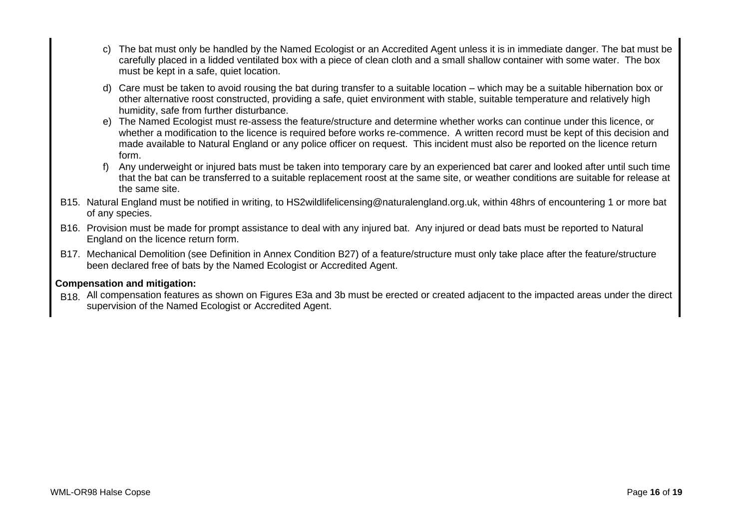c) The bat must only be handled by the Named Ecologist or an Accredited Agent unless it is in immediate danger. The bat must be carefully placed in a lidded ventilated box with a piece of clean cloth and a small shallow container with some water. The box must be kept in a safe, quiet location.

d) Care must be taken to avoid rousing the bat during transfer to a suitable location – which may be a suitable hibernation box or other alternative roost constructed, providing a safe, quiet environment with stable, suitable temperature and relatively high humidity, safe from further disturbance.

e) The Named Ecologist must re-assess the feature/structure and determine whether works can continue under this licence, or whether a modification to the licence is required before works re-commence. A written record must be kept of this decision and made available to Natural England or any police officer on request. This incident must also be reported on the licence return form.

f) Any underweight or injured bats must be taken into temporary care by an experienced bat carer and looked after until such time that the bat can be transferred to a suitable replacement roost at the same site, or weather conditions are suitable for release at the same site.

B15. Natural England must be notified in writing, to HS2wildlifelicensing@naturalengland.org.uk, within 48hrs of encountering 1 or more bat of any species.

B16. Provision must be made for prompt assistance to deal with any injured bat. Any injured or dead bats must be reported to Natural England on the licence return form.

B17. Mechanical Demolition (see Definition in Annex Condition B27) of a feature/structure must only take place after the feature/structure been declared free of bats by the Named Ecologist or Accredited Agent.

**Compensation and mitigation:**

B18. All compensation features as shown on Figures E3a and 3b must be erected or created adjacent to the impacted areas under the direct supervision of the Named Ecologist or Accredited Agent.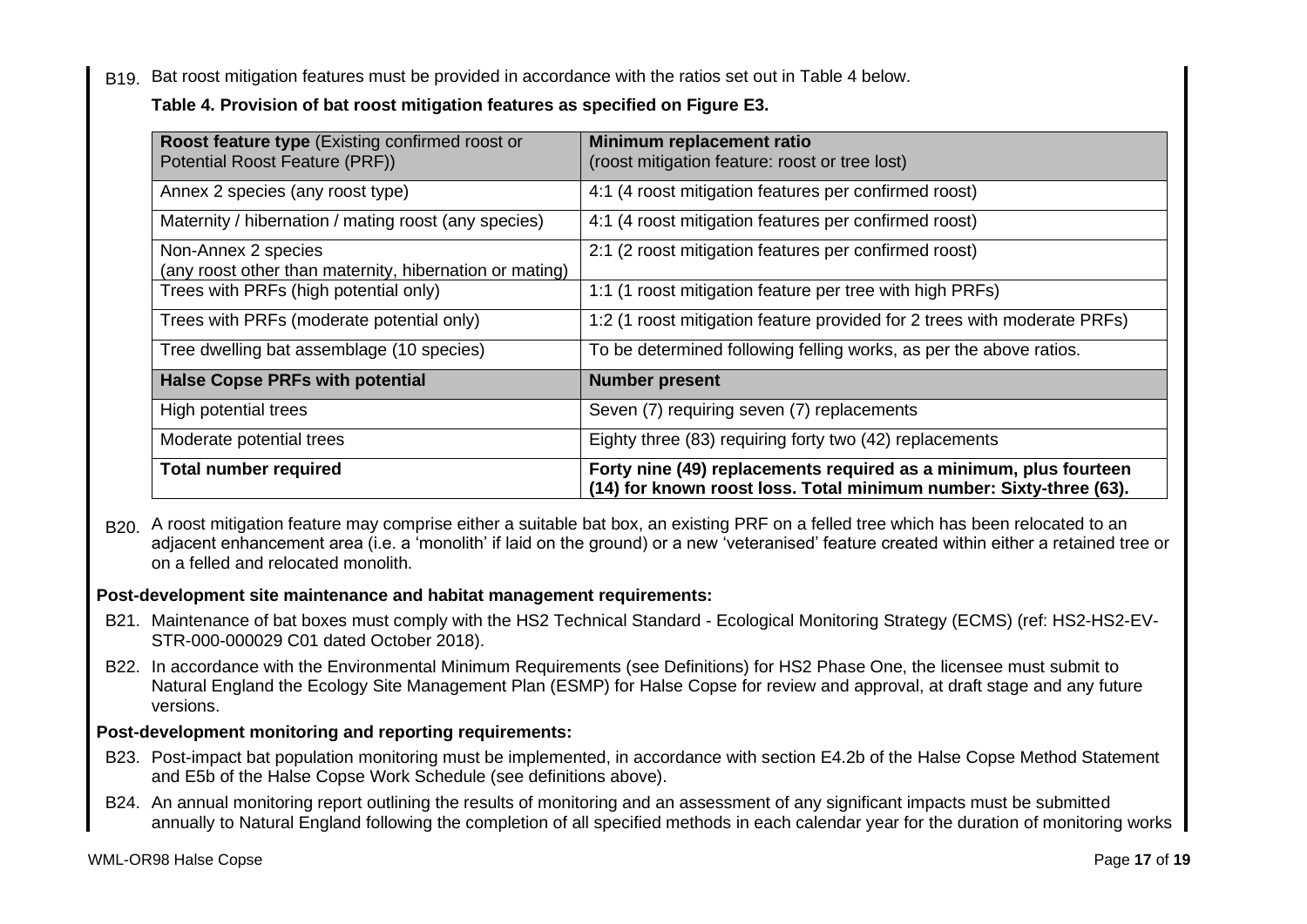B19. Bat roost mitigation features must be provided in accordance with the ratios set out in Table 4 below.

**Table 4. Provision of bat roost mitigation features as specified on Figure E3.**

| **Roost feature type** (Existing confirmed roost or Potential Roost Feature (PRF)) | **Minimum replacement ratio** (roost mitigation feature: roost or tree lost) |
|---|---|
| Annex 2 species (any roost type) | 4:1 (4 roost mitigation features per confirmed roost) |
| Maternity / hibernation / mating roost (any species) | 4:1 (4 roost mitigation features per confirmed roost) |
| Non-Annex 2 species (any roost other than maternity, hibernation or mating) | 2:1 (2 roost mitigation features per confirmed roost) |
| Trees with PRFs (high potential only) | 1:1 (1 roost mitigation feature per tree with high PRFs) |
| Trees with PRFs (moderate potential only) | 1:2 (1 roost mitigation feature provided for 2 trees with moderate PRFs) |
| Tree dwelling bat assemblage (10 species) | To be determined following felling works, as per the above ratios. |
| **Halse Copse PRFs with potential** | **Number present** |
| High potential trees | Seven (7) requiring seven (7) replacements |
| Moderate potential trees | Eighty three (83) requiring forty two (42) replacements |
| **Total number required** | **Forty nine (49) replacements required as a minimum, plus fourteen (14) for known roost loss. Total minimum number: Sixty-three (63).** |

B20. A roost mitigation feature may comprise either a suitable bat box, an existing PRF on a felled tree which has been relocated to an adjacent enhancement area (i.e. a 'monolith' if laid on the ground) or a new 'veteranised' feature created within either a retained tree or on a felled and relocated monolith.

**Post-development site maintenance and habitat management requirements:**

B21. Maintenance of bat boxes must comply with the HS2 Technical Standard - Ecological Monitoring Strategy (ECMS) (ref: HS2-HS2-EV-STR-000-000029 C01 dated October 2018).

B22. In accordance with the Environmental Minimum Requirements (see Definitions) for HS2 Phase One, the licensee must submit to Natural England the Ecology Site Management Plan (ESMP) for Halse Copse for review and approval, at draft stage and any future versions.

**Post-development monitoring and reporting requirements:**

B23. Post-impact bat population monitoring must be implemented, in accordance with section E4.2b of the Halse Copse Method Statement and E5b of the Halse Copse Work Schedule (see definitions above).

B24. An annual monitoring report outlining the results of monitoring and an assessment of any significant impacts must be submitted annually to Natural England following the completion of all specified methods in each calendar year for the duration of monitoring works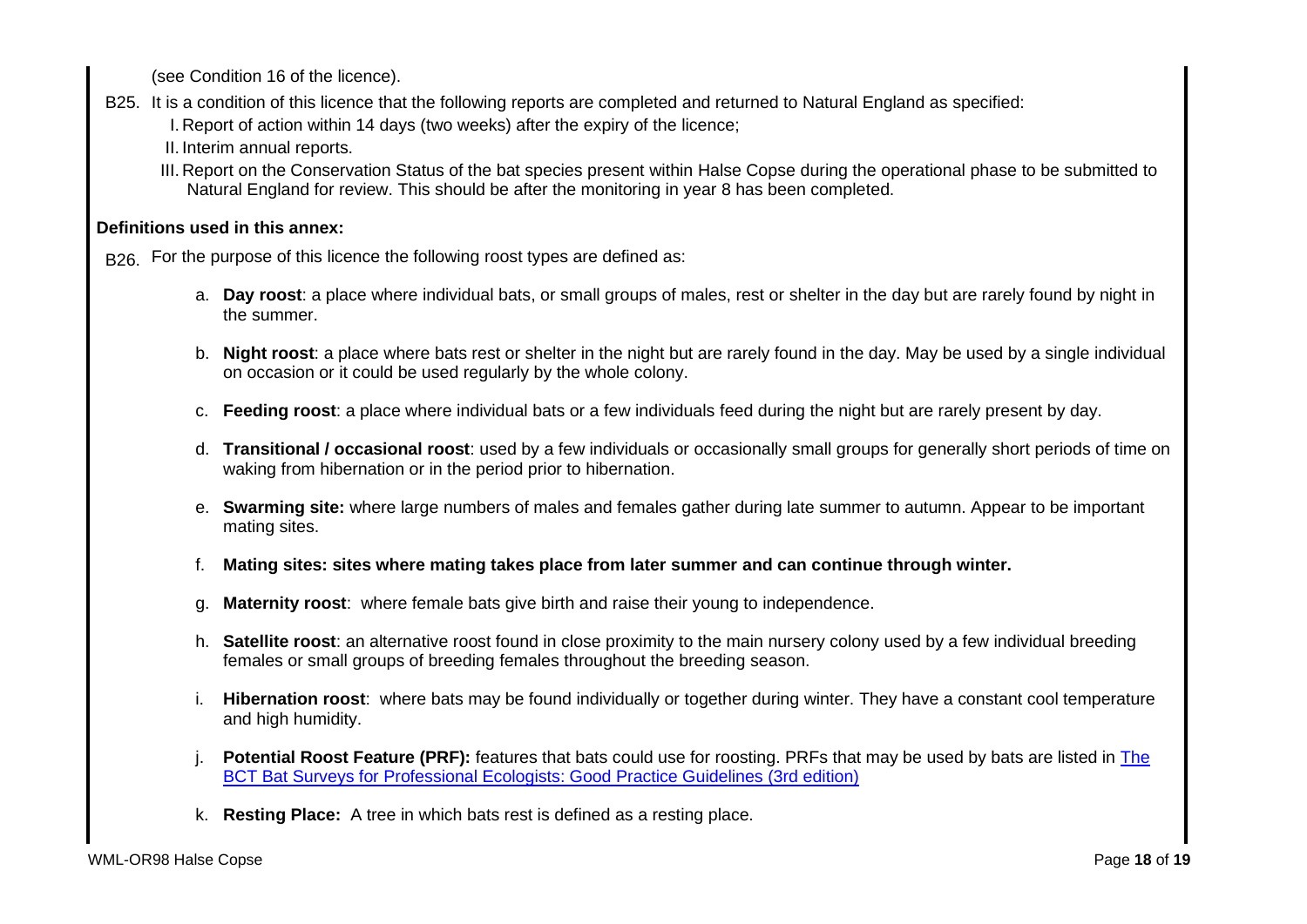(see Condition 16 of the licence).

B25. It is a condition of this licence that the following reports are completed and returned to Natural England as specified:

I. Report of action within 14 days (two weeks) after the expiry of the licence;

II. Interim annual reports.

III. Report on the Conservation Status of the bat species present within Halse Copse during the operational phase to be submitted to Natural England for review. This should be after the monitoring in year 8 has been completed.

**Definitions used in this annex:**

B26. For the purpose of this licence the following roost types are defined as:

a. **Day roost**: a place where individual bats, or small groups of males, rest or shelter in the day but are rarely found by night in the summer.

b. **Night roost**: a place where bats rest or shelter in the night but are rarely found in the day. May be used by a single individual on occasion or it could be used regularly by the whole colony.

c. **Feeding roost**: a place where individual bats or a few individuals feed during the night but are rarely present by day.

d. **Transitional / occasional roost**: used by a few individuals or occasionally small groups for generally short periods of time on waking from hibernation or in the period prior to hibernation.

e. **Swarming site:** where large numbers of males and females gather during late summer to autumn. Appear to be important mating sites.

f. **Mating sites: sites where mating takes place from later summer and can continue through winter.**

g. **Maternity roost**: where female bats give birth and raise their young to independence.

h. **Satellite roost**: an alternative roost found in close proximity to the main nursery colony used by a few individual breeding females or small groups of breeding females throughout the breeding season.

i. **Hibernation roost**: where bats may be found individually or together during winter. They have a constant cool temperature and high humidity.

j. **Potential Roost Feature (PRF):** features that bats could use for roosting. PRFs that may be used by bats are listed in The BCT Bat Surveys for Professional Ecologists: Good Practice Guidelines (3rd edition)

k. **Resting Place:** A tree in which bats rest is defined as a resting place.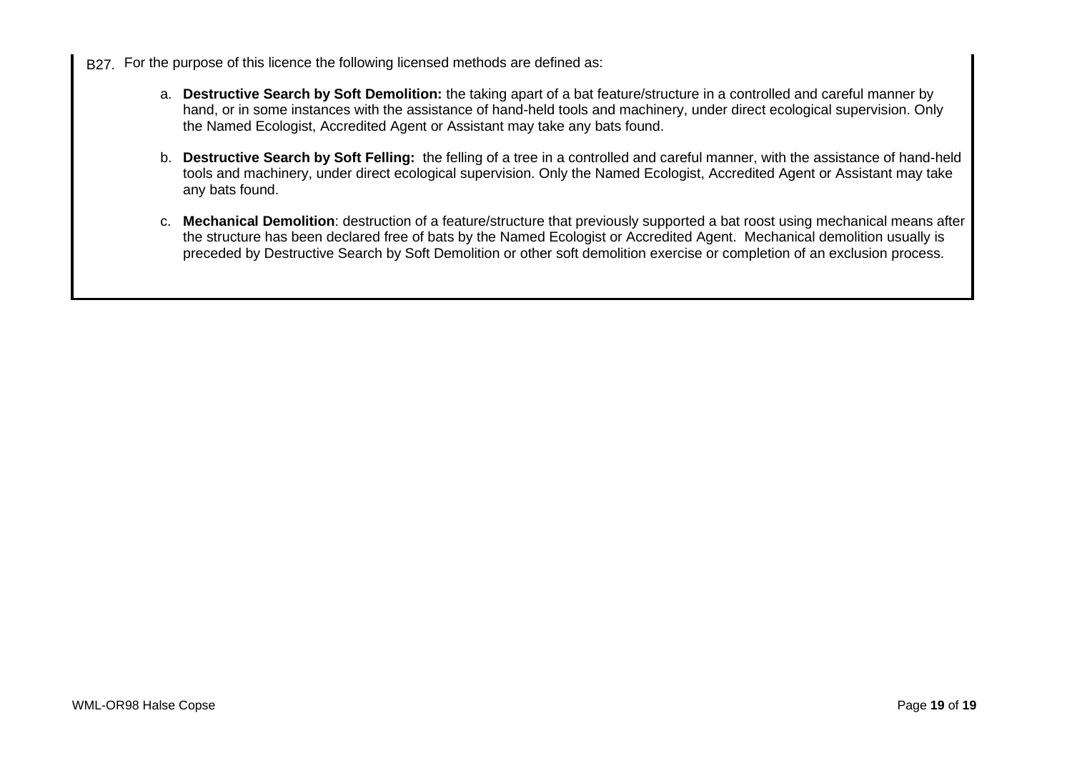B27. For the purpose of this licence the following licensed methods are defined as:

a. **Destructive Search by Soft Demolition:** the taking apart of a bat feature/structure in a controlled and careful manner by hand, or in some instances with the assistance of hand-held tools and machinery, under direct ecological supervision. Only the Named Ecologist, Accredited Agent or Assistant may take any bats found.

b. **Destructive Search by Soft Felling:** the felling of a tree in a controlled and careful manner, with the assistance of hand-held tools and machinery, under direct ecological supervision. Only the Named Ecologist, Accredited Agent or Assistant may take any bats found.

c. **Mechanical Demolition**: destruction of a feature/structure that previously supported a bat roost using mechanical means after the structure has been declared free of bats by the Named Ecologist or Accredited Agent. Mechanical demolition usually is preceded by Destructive Search by Soft Demolition or other soft demolition exercise or completion of an exclusion process.